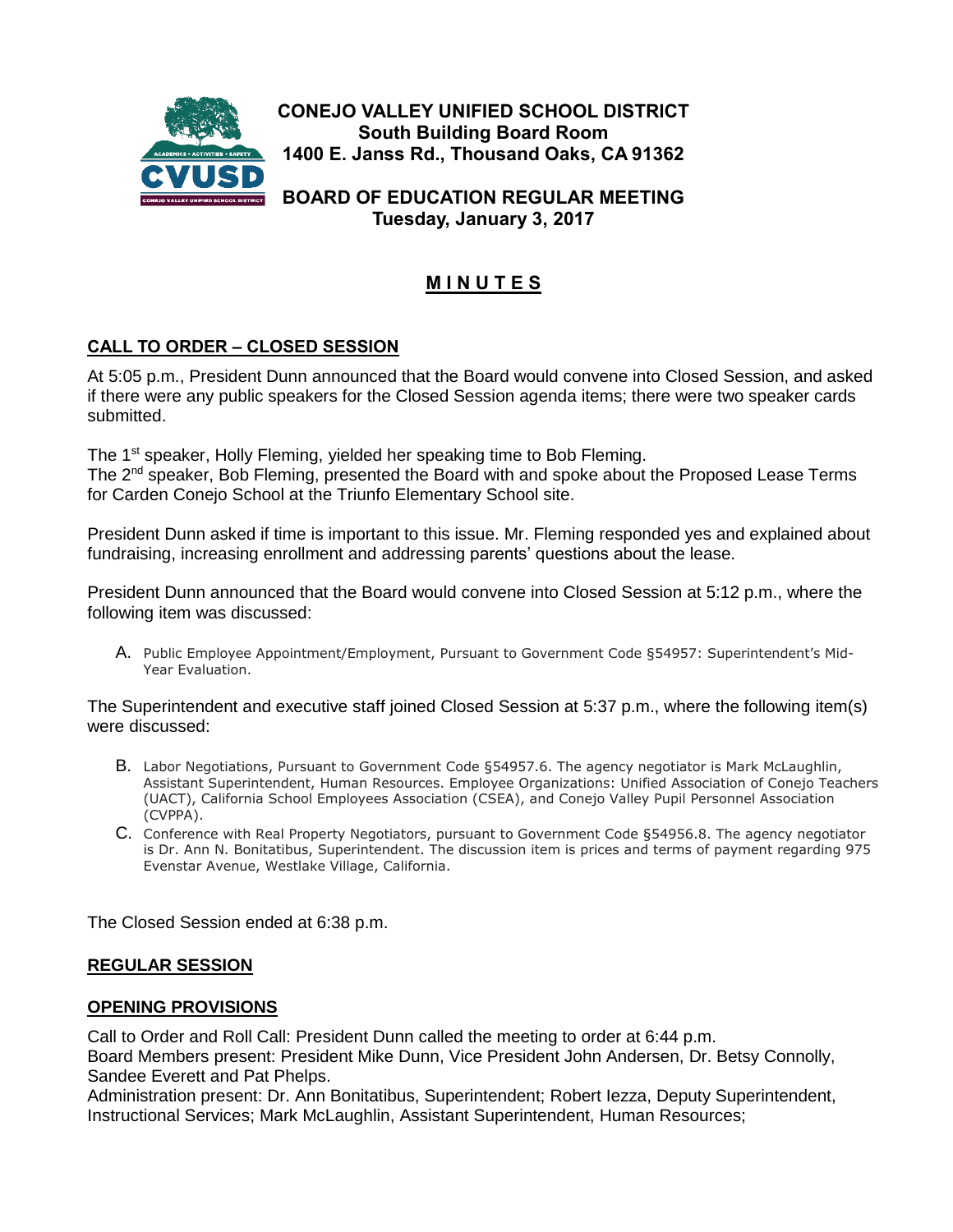**CONEJO VALLEY UNIFIED SCHOOL DISTRICT**
**South Building Board Room**
**1400 E. Janss Rd., Thousand Oaks, CA 91362**

**BOARD OF EDUCATION REGULAR MEETING**
**Tuesday, January 3, 2017**

# M I N U T E S

## CALL TO ORDER – CLOSED SESSION

At 5:05 p.m., President Dunn announced that the Board would convene into Closed Session, and asked if there were any public speakers for the Closed Session agenda items; there were two speaker cards submitted.

The 1st speaker, Holly Fleming, yielded her speaking time to Bob Fleming.
The 2nd speaker, Bob Fleming, presented the Board with and spoke about the Proposed Lease Terms for Carden Conejo School at the Triunfo Elementary School site.

President Dunn asked if time is important to this issue. Mr. Fleming responded yes and explained about fundraising, increasing enrollment and addressing parents' questions about the lease.

President Dunn announced that the Board would convene into Closed Session at 5:12 p.m., where the following item was discussed:

A. Public Employee Appointment/Employment, Pursuant to Government Code §54957: Superintendent's Mid-Year Evaluation.

The Superintendent and executive staff joined Closed Session at 5:37 p.m., where the following item(s) were discussed:

B. Labor Negotiations, Pursuant to Government Code §54957.6. The agency negotiator is Mark McLaughlin, Assistant Superintendent, Human Resources. Employee Organizations: Unified Association of Conejo Teachers (UACT), California School Employees Association (CSEA), and Conejo Valley Pupil Personnel Association (CVPPA).
C. Conference with Real Property Negotiators, pursuant to Government Code §54956.8. The agency negotiator is Dr. Ann N. Bonitatibus, Superintendent. The discussion item is prices and terms of payment regarding 975 Evenstar Avenue, Westlake Village, California.

The Closed Session ended at 6:38 p.m.

## REGULAR SESSION

## OPENING PROVISIONS

Call to Order and Roll Call: President Dunn called the meeting to order at 6:44 p.m.
Board Members present: President Mike Dunn, Vice President John Andersen, Dr. Betsy Connolly, Sandee Everett and Pat Phelps.
Administration present: Dr. Ann Bonitatibus, Superintendent; Robert Iezza, Deputy Superintendent, Instructional Services; Mark McLaughlin, Assistant Superintendent, Human Resources;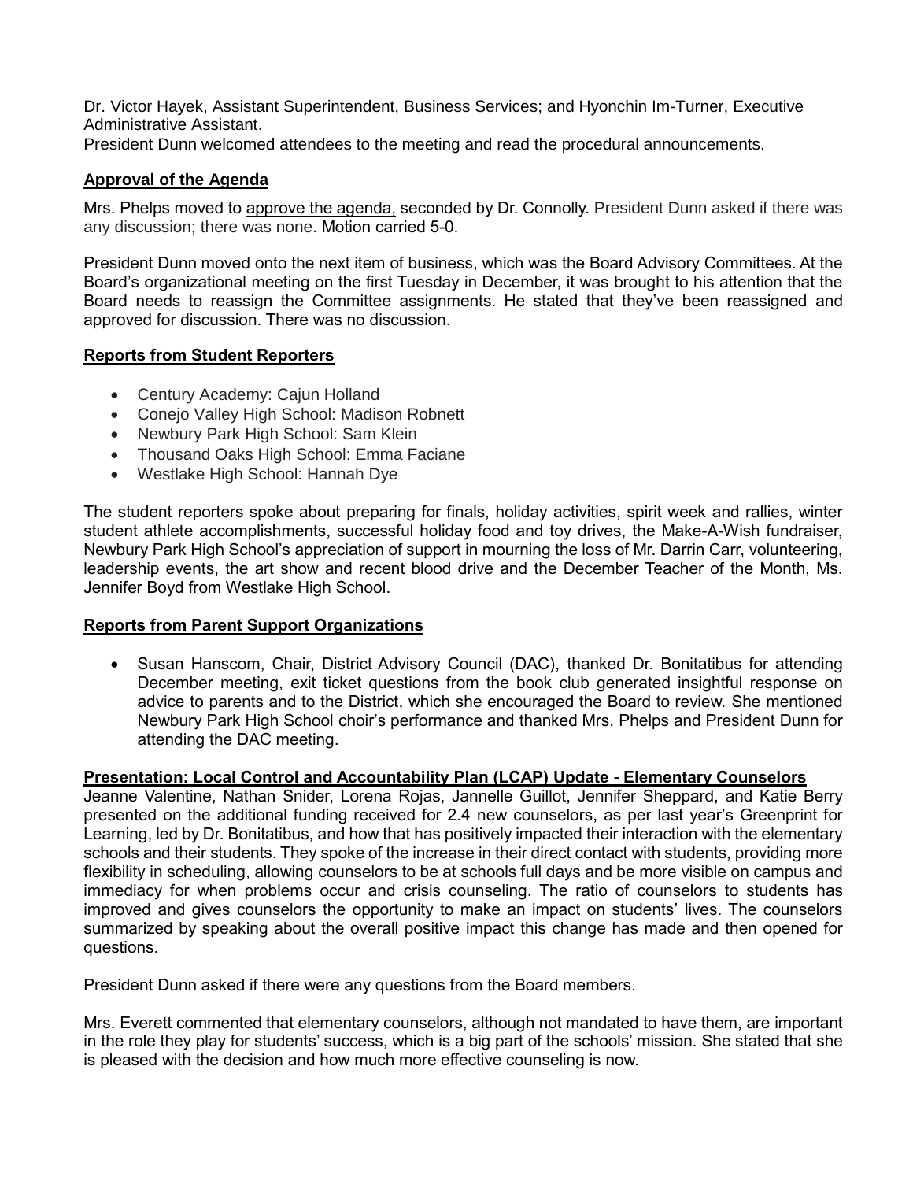Dr. Victor Hayek, Assistant Superintendent, Business Services; and Hyonchin Im-Turner, Executive Administrative Assistant.

President Dunn welcomed attendees to the meeting and read the procedural announcements.

## Approval of the Agenda

Mrs. Phelps moved to approve the agenda, seconded by Dr. Connolly. President Dunn asked if there was any discussion; there was none. Motion carried 5-0.

President Dunn moved onto the next item of business, which was the Board Advisory Committees. At the Board's organizational meeting on the first Tuesday in December, it was brought to his attention that the Board needs to reassign the Committee assignments. He stated that they've been reassigned and approved for discussion. There was no discussion.

## Reports from Student Reporters

- Century Academy: Cajun Holland
- Conejo Valley High School: Madison Robnett
- Newbury Park High School: Sam Klein
- Thousand Oaks High School: Emma Faciane
- Westlake High School: Hannah Dye

The student reporters spoke about preparing for finals, holiday activities, spirit week and rallies, winter student athlete accomplishments, successful holiday food and toy drives, the Make-A-Wish fundraiser, Newbury Park High School's appreciation of support in mourning the loss of Mr. Darrin Carr, volunteering, leadership events, the art show and recent blood drive and the December Teacher of the Month, Ms. Jennifer Boyd from Westlake High School.

## Reports from Parent Support Organizations

- Susan Hanscom, Chair, District Advisory Council (DAC), thanked Dr. Bonitatibus for attending December meeting, exit ticket questions from the book club generated insightful response on advice to parents and to the District, which she encouraged the Board to review. She mentioned Newbury Park High School choir's performance and thanked Mrs. Phelps and President Dunn for attending the DAC meeting.

## Presentation: Local Control and Accountability Plan (LCAP) Update - Elementary Counselors

Jeanne Valentine, Nathan Snider, Lorena Rojas, Jannelle Guillot, Jennifer Sheppard, and Katie Berry presented on the additional funding received for 2.4 new counselors, as per last year's Greenprint for Learning, led by Dr. Bonitatibus, and how that has positively impacted their interaction with the elementary schools and their students. They spoke of the increase in their direct contact with students, providing more flexibility in scheduling, allowing counselors to be at schools full days and be more visible on campus and immediacy for when problems occur and crisis counseling. The ratio of counselors to students has improved and gives counselors the opportunity to make an impact on students' lives. The counselors summarized by speaking about the overall positive impact this change has made and then opened for questions.

President Dunn asked if there were any questions from the Board members.

Mrs. Everett commented that elementary counselors, although not mandated to have them, are important in the role they play for students' success, which is a big part of the schools' mission. She stated that she is pleased with the decision and how much more effective counseling is now.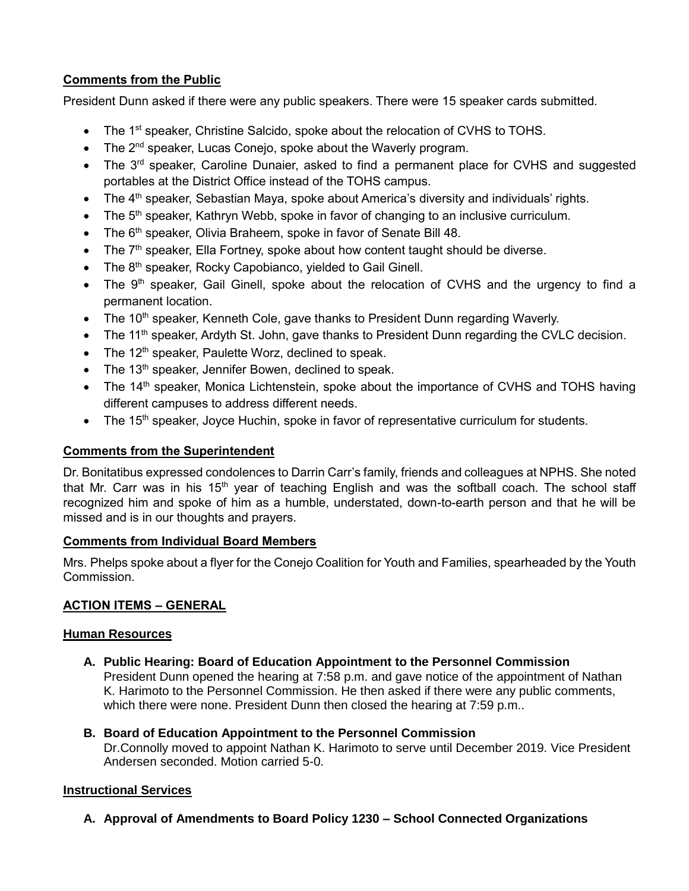**Comments from the Public**

President Dunn asked if there were any public speakers. There were 15 speaker cards submitted.

- The 1st speaker, Christine Salcido, spoke about the relocation of CVHS to TOHS.
- The 2nd speaker, Lucas Conejo, spoke about the Waverly program.
- The 3rd speaker, Caroline Dunaier, asked to find a permanent place for CVHS and suggested portables at the District Office instead of the TOHS campus.
- The 4th speaker, Sebastian Maya, spoke about America's diversity and individuals' rights.
- The 5th speaker, Kathryn Webb, spoke in favor of changing to an inclusive curriculum.
- The 6th speaker, Olivia Braheem, spoke in favor of Senate Bill 48.
- The 7th speaker, Ella Fortney, spoke about how content taught should be diverse.
- The 8th speaker, Rocky Capobianco, yielded to Gail Ginell.
- The 9th speaker, Gail Ginell, spoke about the relocation of CVHS and the urgency to find a permanent location.
- The 10th speaker, Kenneth Cole, gave thanks to President Dunn regarding Waverly.
- The 11th speaker, Ardyth St. John, gave thanks to President Dunn regarding the CVLC decision.
- The 12th speaker, Paulette Worz, declined to speak.
- The 13th speaker, Jennifer Bowen, declined to speak.
- The 14th speaker, Monica Lichtenstein, spoke about the importance of CVHS and TOHS having different campuses to address different needs.
- The 15th speaker, Joyce Huchin, spoke in favor of representative curriculum for students.

**Comments from the Superintendent**

Dr. Bonitatibus expressed condolences to Darrin Carr's family, friends and colleagues at NPHS. She noted that Mr. Carr was in his 15th year of teaching English and was the softball coach. The school staff recognized him and spoke of him as a humble, understated, down-to-earth person and that he will be missed and is in our thoughts and prayers.

**Comments from Individual Board Members**

Mrs. Phelps spoke about a flyer for the Conejo Coalition for Youth and Families, spearheaded by the Youth Commission.

**ACTION ITEMS – GENERAL**

**Human Resources**

**A. Public Hearing: Board of Education Appointment to the Personnel Commission**
President Dunn opened the hearing at 7:58 p.m. and gave notice of the appointment of Nathan K. Harimoto to the Personnel Commission. He then asked if there were any public comments, which there were none. President Dunn then closed the hearing at 7:59 p.m..

**B. Board of Education Appointment to the Personnel Commission**
Dr.Connolly moved to appoint Nathan K. Harimoto to serve until December 2019. Vice President Andersen seconded. Motion carried 5-0.

**Instructional Services**

**A. Approval of Amendments to Board Policy 1230 – School Connected Organizations**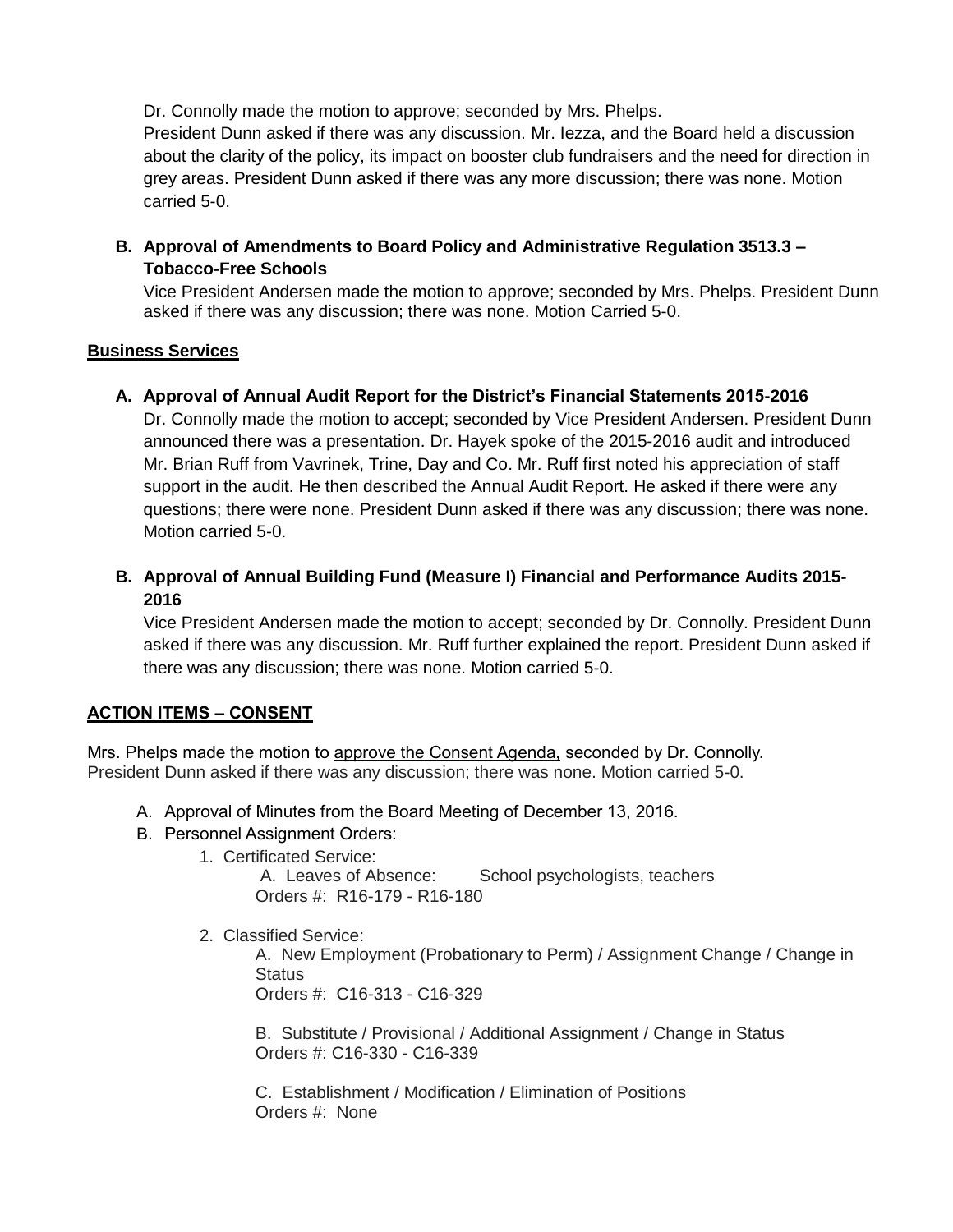Dr. Connolly made the motion to approve; seconded by Mrs. Phelps.
President Dunn asked if there was any discussion. Mr. Iezza, and the Board held a discussion about the clarity of the policy, its impact on booster club fundraisers and the need for direction in grey areas. President Dunn asked if there was any more discussion; there was none. Motion carried 5-0.

**B. Approval of Amendments to Board Policy and Administrative Regulation 3513.3 – Tobacco-Free Schools**

Vice President Andersen made the motion to approve; seconded by Mrs. Phelps. President Dunn asked if there was any discussion; there was none. Motion Carried 5-0.

**Business Services**

**A. Approval of Annual Audit Report for the District's Financial Statements 2015-2016**

Dr. Connolly made the motion to accept; seconded by Vice President Andersen. President Dunn announced there was a presentation. Dr. Hayek spoke of the 2015-2016 audit and introduced Mr. Brian Ruff from Vavrinek, Trine, Day and Co. Mr. Ruff first noted his appreciation of staff support in the audit. He then described the Annual Audit Report. He asked if there were any questions; there were none. President Dunn asked if there was any discussion; there was none. Motion carried 5-0.

**B. Approval of Annual Building Fund (Measure I) Financial and Performance Audits 2015-2016**

Vice President Andersen made the motion to accept; seconded by Dr. Connolly. President Dunn asked if there was any discussion. Mr. Ruff further explained the report. President Dunn asked if there was any discussion; there was none. Motion carried 5-0.

**ACTION ITEMS – CONSENT**

Mrs. Phelps made the motion to approve the Consent Agenda, seconded by Dr. Connolly.
President Dunn asked if there was any discussion; there was none. Motion carried 5-0.

A. Approval of Minutes from the Board Meeting of December 13, 2016.
B. Personnel Assignment Orders:
   1. Certificated Service:
      A. Leaves of Absence: School psychologists, teachers
      Orders #: R16-179 - R16-180

   2. Classified Service:
      A. New Employment (Probationary to Perm) / Assignment Change / Change in Status
      Orders #: C16-313 - C16-329

      B. Substitute / Provisional / Additional Assignment / Change in Status
      Orders #: C16-330 - C16-339

      C. Establishment / Modification / Elimination of Positions
      Orders #: None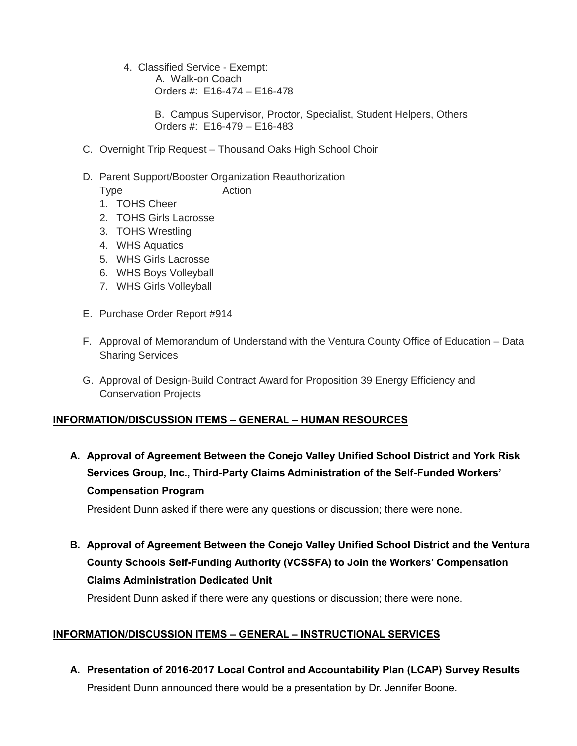4. Classified Service - Exempt:
   A. Walk-on Coach
   Orders #: E16-474 – E16-478

   B. Campus Supervisor, Proctor, Specialist, Student Helpers, Others
   Orders #: E16-479 – E16-483

C. Overnight Trip Request – Thousand Oaks High School Choir

D. Parent Support/Booster Organization Reauthorization

   Type                    Action

   1. TOHS Cheer
   2. TOHS Girls Lacrosse
   3. TOHS Wrestling
   4. WHS Aquatics
   5. WHS Girls Lacrosse
   6. WHS Boys Volleyball
   7. WHS Girls Volleyball

E. Purchase Order Report #914

F. Approval of Memorandum of Understand with the Ventura County Office of Education – Data Sharing Services

G. Approval of Design-Build Contract Award for Proposition 39 Energy Efficiency and Conservation Projects

## INFORMATION/DISCUSSION ITEMS – GENERAL – HUMAN RESOURCES

**A. Approval of Agreement Between the Conejo Valley Unified School District and York Risk Services Group, Inc., Third-Party Claims Administration of the Self-Funded Workers' Compensation Program**

President Dunn asked if there were any questions or discussion; there were none.

**B. Approval of Agreement Between the Conejo Valley Unified School District and the Ventura County Schools Self-Funding Authority (VCSSFA) to Join the Workers' Compensation Claims Administration Dedicated Unit**

President Dunn asked if there were any questions or discussion; there were none.

## INFORMATION/DISCUSSION ITEMS – GENERAL – INSTRUCTIONAL SERVICES

**A. Presentation of 2016-2017 Local Control and Accountability Plan (LCAP) Survey Results**

President Dunn announced there would be a presentation by Dr. Jennifer Boone.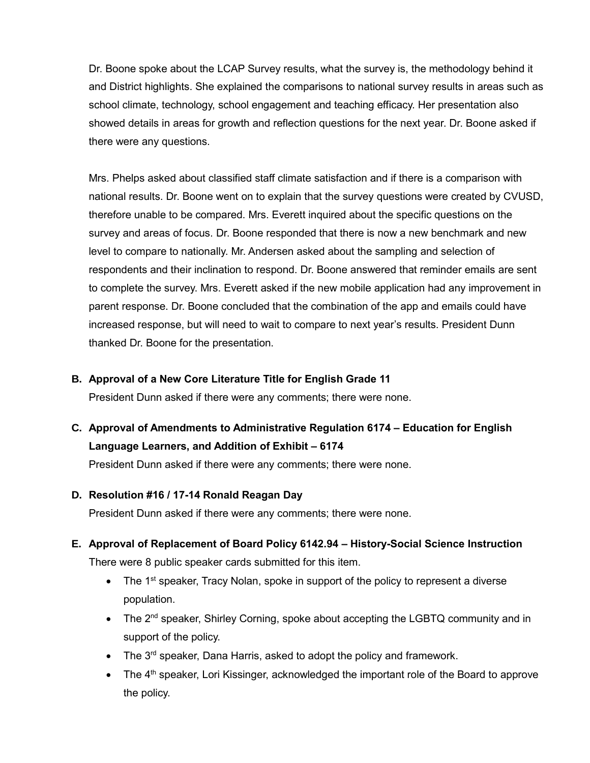Dr. Boone spoke about the LCAP Survey results, what the survey is, the methodology behind it and District highlights. She explained the comparisons to national survey results in areas such as school climate, technology, school engagement and teaching efficacy. Her presentation also showed details in areas for growth and reflection questions for the next year. Dr. Boone asked if there were any questions.

Mrs. Phelps asked about classified staff climate satisfaction and if there is a comparison with national results. Dr. Boone went on to explain that the survey questions were created by CVUSD, therefore unable to be compared. Mrs. Everett inquired about the specific questions on the survey and areas of focus. Dr. Boone responded that there is now a new benchmark and new level to compare to nationally. Mr. Andersen asked about the sampling and selection of respondents and their inclination to respond. Dr. Boone answered that reminder emails are sent to complete the survey. Mrs. Everett asked if the new mobile application had any improvement in parent response. Dr. Boone concluded that the combination of the app and emails could have increased response, but will need to wait to compare to next year's results. President Dunn thanked Dr. Boone for the presentation.

**B. Approval of a New Core Literature Title for English Grade 11**

President Dunn asked if there were any comments; there were none.

**C. Approval of Amendments to Administrative Regulation 6174 – Education for English Language Learners, and Addition of Exhibit – 6174**

President Dunn asked if there were any comments; there were none.

**D. Resolution #16 / 17-14 Ronald Reagan Day**

President Dunn asked if there were any comments; there were none.

**E. Approval of Replacement of Board Policy 6142.94 – History-Social Science Instruction**

There were 8 public speaker cards submitted for this item.

- The 1st speaker, Tracy Nolan, spoke in support of the policy to represent a diverse population.
- The 2nd speaker, Shirley Corning, spoke about accepting the LGBTQ community and in support of the policy.
- The 3rd speaker, Dana Harris, asked to adopt the policy and framework.
- The 4th speaker, Lori Kissinger, acknowledged the important role of the Board to approve the policy.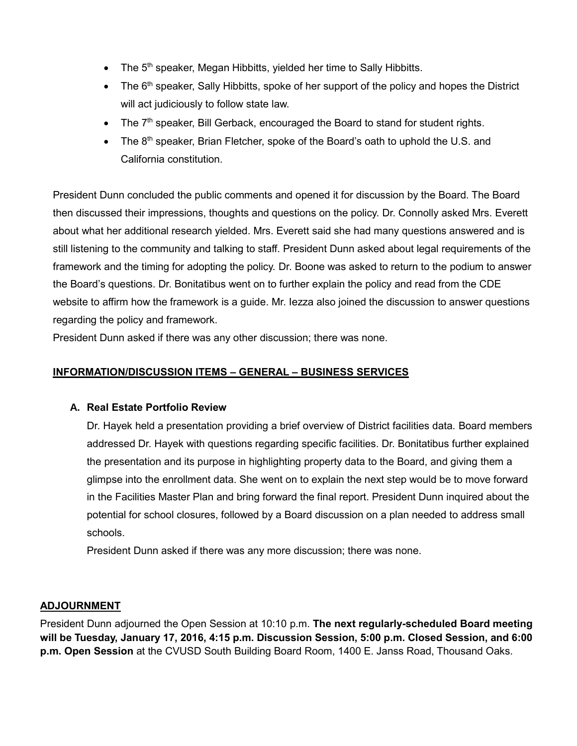- The 5th speaker, Megan Hibbitts, yielded her time to Sally Hibbitts.
- The 6th speaker, Sally Hibbitts, spoke of her support of the policy and hopes the District will act judiciously to follow state law.
- The 7th speaker, Bill Gerback, encouraged the Board to stand for student rights.
- The 8th speaker, Brian Fletcher, spoke of the Board's oath to uphold the U.S. and California constitution.

President Dunn concluded the public comments and opened it for discussion by the Board. The Board then discussed their impressions, thoughts and questions on the policy. Dr. Connolly asked Mrs. Everett about what her additional research yielded. Mrs. Everett said she had many questions answered and is still listening to the community and talking to staff. President Dunn asked about legal requirements of the framework and the timing for adopting the policy. Dr. Boone was asked to return to the podium to answer the Board's questions. Dr. Bonitatibus went on to further explain the policy and read from the CDE website to affirm how the framework is a guide. Mr. Iezza also joined the discussion to answer questions regarding the policy and framework.
President Dunn asked if there was any other discussion; there was none.

## INFORMATION/DISCUSSION ITEMS – GENERAL – BUSINESS SERVICES

**A. Real Estate Portfolio Review**

Dr. Hayek held a presentation providing a brief overview of District facilities data. Board members addressed Dr. Hayek with questions regarding specific facilities. Dr. Bonitatibus further explained the presentation and its purpose in highlighting property data to the Board, and giving them a glimpse into the enrollment data. She went on to explain the next step would be to move forward in the Facilities Master Plan and bring forward the final report. President Dunn inquired about the potential for school closures, followed by a Board discussion on a plan needed to address small schools.

President Dunn asked if there was any more discussion; there was none.

## ADJOURNMENT

President Dunn adjourned the Open Session at 10:10 p.m. **The next regularly-scheduled Board meeting will be Tuesday, January 17, 2016, 4:15 p.m. Discussion Session, 5:00 p.m. Closed Session, and 6:00 p.m. Open Session** at the CVUSD South Building Board Room, 1400 E. Janss Road, Thousand Oaks.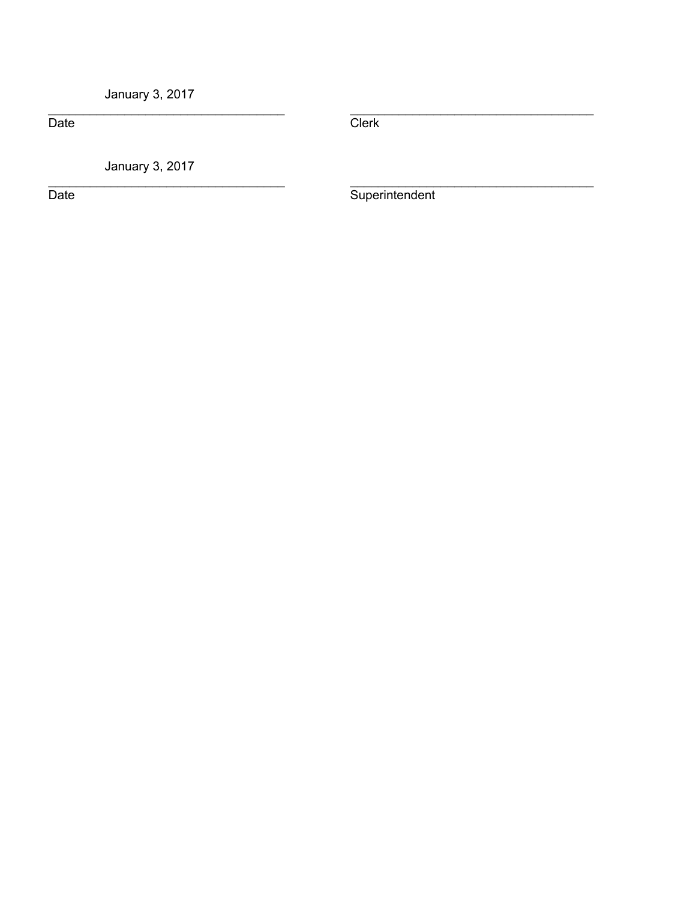| | |
|---|---|
| January 3, 2017 | |
| Date | Clerk |
| January 3, 2017 | |
| Date | Superintendent |